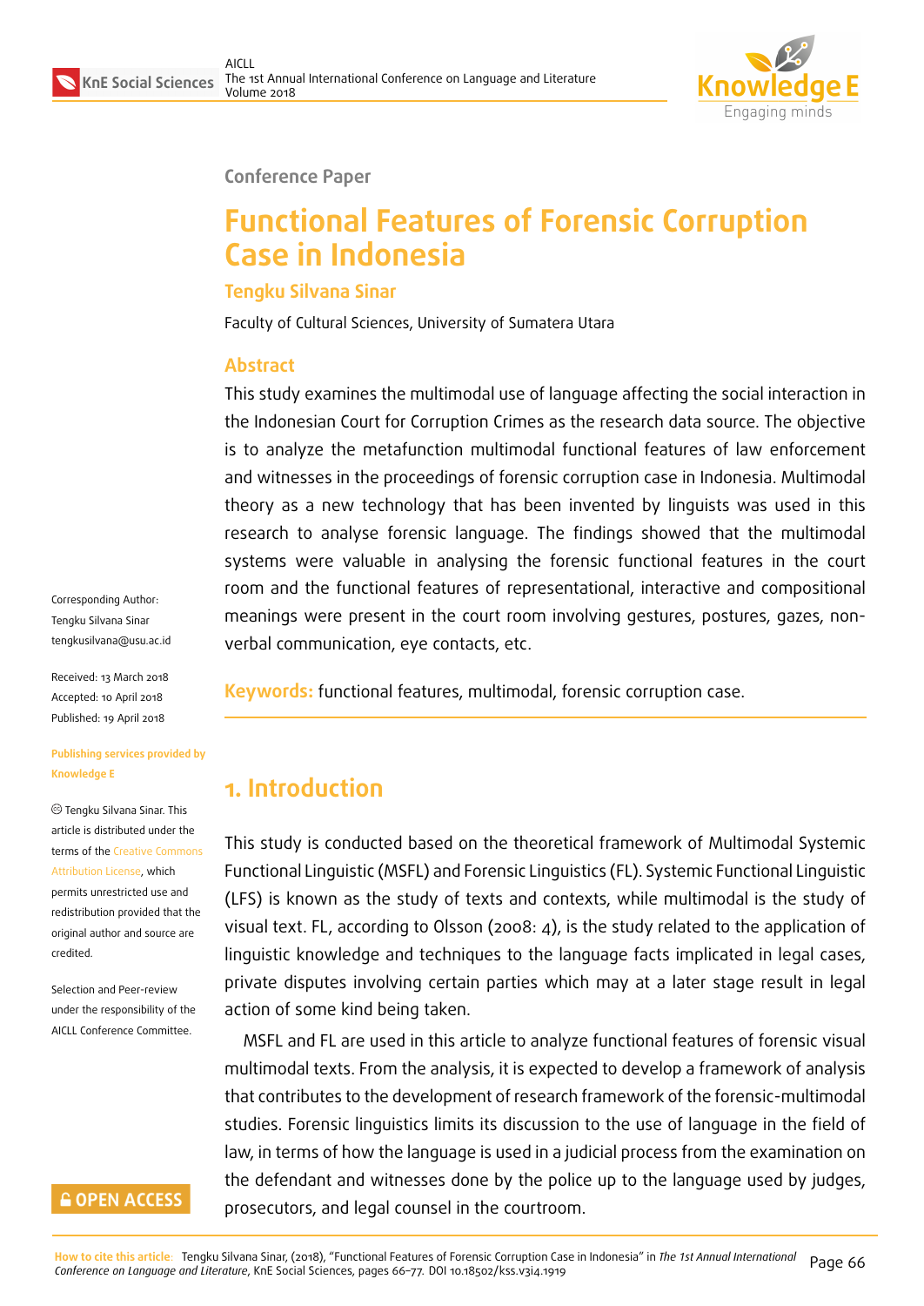Conference Paper

# Functional Features of Forensic Corruption Case in Indonesia

**Tengku Silvana Sinar**

Faculty of Cultural Sciences, University of Sumatera Utara

## Abstract

This study examines the multimodal use of language affecting the social interaction in the Indonesian Court for Corruption Crimes as the research data source. The objective is to analyze the metafunction multimodal functional features of law enforcement and witnesses in the proceedings of forensic corruption case in Indonesia. Multimodal theory as a new technology that has been invented by linguists was used in this research to analyse forensic language. The findings showed that the multimodal systems were valuable in analysing the forensic functional features in the court room and the functional features of representational, interactive and compositional meanings were present in the court room involving gestures, postures, gazes, non-verbal communication, eye contacts, etc.

**Keywords:** functional features, multimodal, forensic corruption case.

Corresponding Author:
Tengku Silvana Sinar
tengkusilvana@usu.ac.id

Received: 13 March 2018
Accepted: 10 April 2018
Published: 19 April 2018

Publishing services provided by Knowledge E

© Tengku Silvana Sinar. This article is distributed under the terms of the Creative Commons Attribution License, which permits unrestricted use and redistribution provided that the original author and source are credited.

Selection and Peer-review under the responsibility of the AICLL Conference Committee.

## 1. Introduction

This study is conducted based on the theoretical framework of Multimodal Systemic Functional Linguistic (MSFL) and Forensic Linguistics (FL). Systemic Functional Linguistic (LFS) is known as the study of texts and contexts, while multimodal is the study of visual text. FL, according to Olsson (2008: 4), is the study related to the application of linguistic knowledge and techniques to the language facts implicated in legal cases, private disputes involving certain parties which may at a later stage result in legal action of some kind being taken.

MSFL and FL are used in this article to analyze functional features of forensic visual multimodal texts. From the analysis, it is expected to develop a framework of analysis that contributes to the development of research framework of the forensic-multimodal studies. Forensic linguistics limits its discussion to the use of language in the field of law, in terms of how the language is used in a judicial process from the examination on the defendant and witnesses done by the police up to the language used by judges, prosecutors, and legal counsel in the courtroom.

How to cite this article: Tengku Silvana Sinar, (2018), "Functional Features of Forensic Corruption Case in Indonesia" in *The 1st Annual International Conference on Language and Literature*, KnE Social Sciences, pages 66–77. DOI 10.18502/kss.v3i4.1919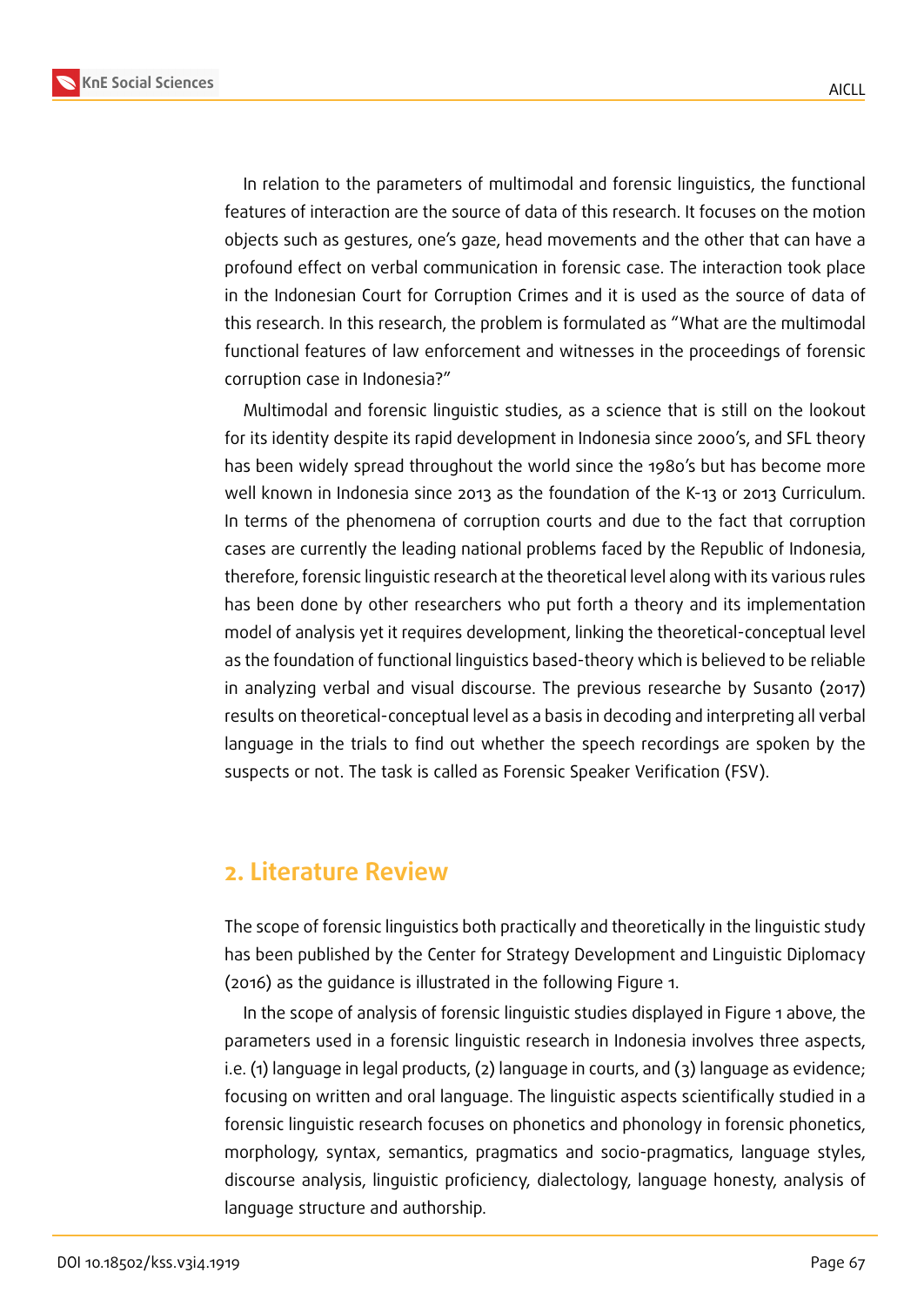In relation to the parameters of multimodal and forensic linguistics, the functional features of interaction are the source of data of this research. It focuses on the motion objects such as gestures, one's gaze, head movements and the other that can have a profound effect on verbal communication in forensic case. The interaction took place in the Indonesian Court for Corruption Crimes and it is used as the source of data of this research. In this research, the problem is formulated as "What are the multimodal functional features of law enforcement and witnesses in the proceedings of forensic corruption case in Indonesia?"

Multimodal and forensic linguistic studies, as a science that is still on the lookout for its identity despite its rapid development in Indonesia since 2000's, and SFL theory has been widely spread throughout the world since the 1980's but has become more well known in Indonesia since 2013 as the foundation of the K-13 or 2013 Curriculum. In terms of the phenomena of corruption courts and due to the fact that corruption cases are currently the leading national problems faced by the Republic of Indonesia, therefore, forensic linguistic research at the theoretical level along with its various rules has been done by other researchers who put forth a theory and its implementation model of analysis yet it requires development, linking the theoretical-conceptual level as the foundation of functional linguistics based-theory which is believed to be reliable in analyzing verbal and visual discourse. The previous researche by Susanto (2017) results on theoretical-conceptual level as a basis in decoding and interpreting all verbal language in the trials to find out whether the speech recordings are spoken by the suspects or not. The task is called as Forensic Speaker Verification (FSV).

## 2. Literature Review

The scope of forensic linguistics both practically and theoretically in the linguistic study has been published by the Center for Strategy Development and Linguistic Diplomacy (2016) as the guidance is illustrated in the following Figure 1.

In the scope of analysis of forensic linguistic studies displayed in Figure 1 above, the parameters used in a forensic linguistic research in Indonesia involves three aspects, i.e. (1) language in legal products, (2) language in courts, and (3) language as evidence; focusing on written and oral language. The linguistic aspects scientifically studied in a forensic linguistic research focuses on phonetics and phonology in forensic phonetics, morphology, syntax, semantics, pragmatics and socio-pragmatics, language styles, discourse analysis, linguistic proficiency, dialectology, language honesty, analysis of language structure and authorship.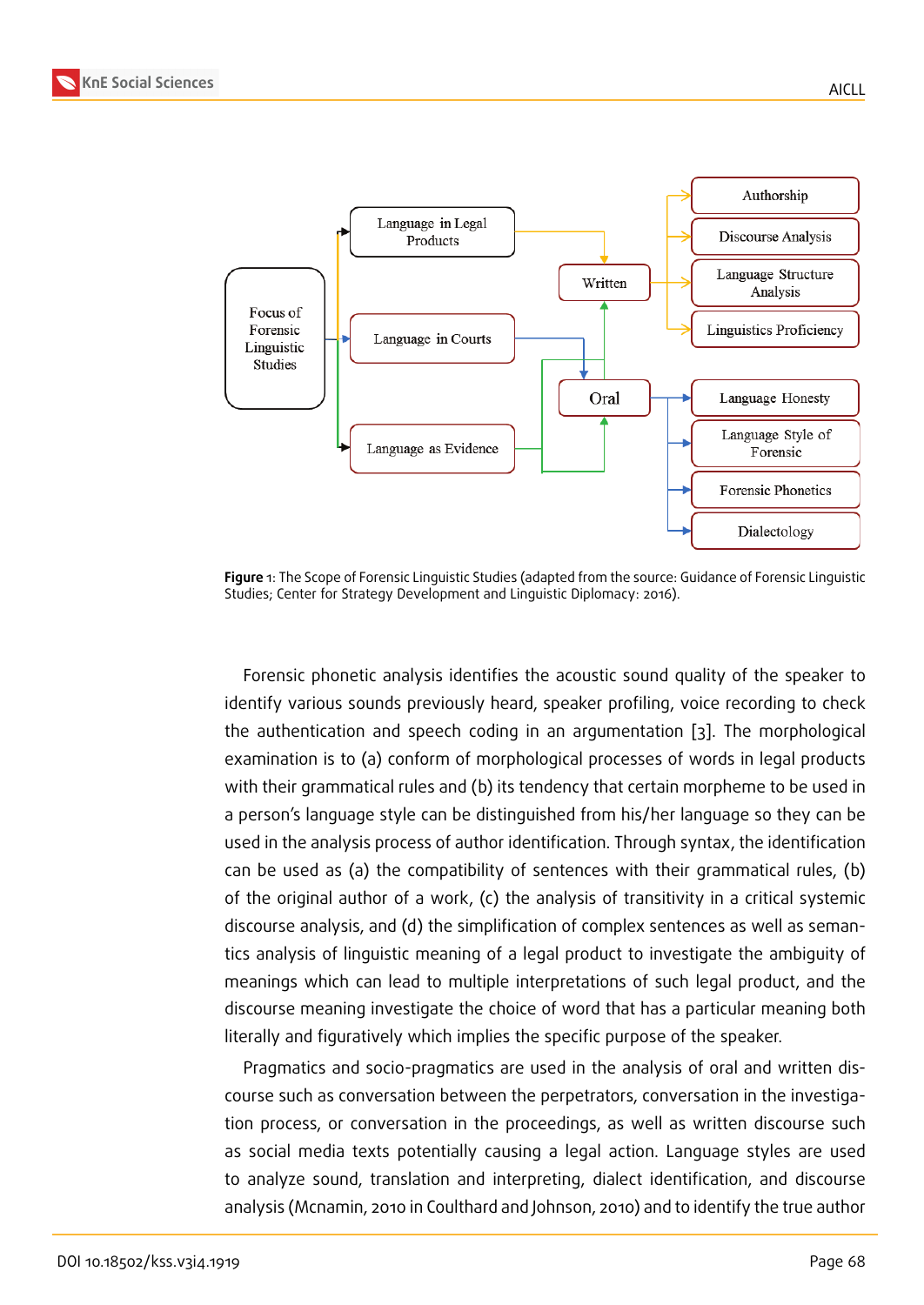Focus of Forensic Linguistic Studies

Language in Legal Products

Language in Courts

Language as Evidence

Written

Oral

Authorship

Discourse Analysis

Language Structure Analysis

Linguistics Proficiency

Language Honesty

Language Style of Forensic

Forensic Phonetics

Dialectology

**Figure** 1: The Scope of Forensic Linguistic Studies (adapted from the source: Guidance of Forensic Linguistic Studies; Center for Strategy Development and Linguistic Diplomacy: 2016).

Forensic phonetic analysis identifies the acoustic sound quality of the speaker to identify various sounds previously heard, speaker profiling, voice recording to check the authentication and speech coding in an argumentation [3]. The morphological examination is to (a) conform of morphological processes of words in legal products with their grammatical rules and (b) its tendency that certain morpheme to be used in a person's language style can be distinguished from his/her language so they can be used in the analysis process of author identification. Through syntax, the identification can be used as (a) the compatibility of sentences with their grammatical rules, (b) of the original author of a work, (c) the analysis of transitivity in a critical systemic discourse analysis, and (d) the simplification of complex sentences as well as semantics analysis of linguistic meaning of a legal product to investigate the ambiguity of meanings which can lead to multiple interpretations of such legal product, and the discourse meaning investigate the choice of word that has a particular meaning both literally and figuratively which implies the specific purpose of the speaker.

Pragmatics and socio-pragmatics are used in the analysis of oral and written discourse such as conversation between the perpetrators, conversation in the investigation process, or conversation in the proceedings, as well as written discourse such as social media texts potentially causing a legal action. Language styles are used to analyze sound, translation and interpreting, dialect identification, and discourse analysis (Mcnamin, 2010 in Coulthard and Johnson, 2010) and to identify the true author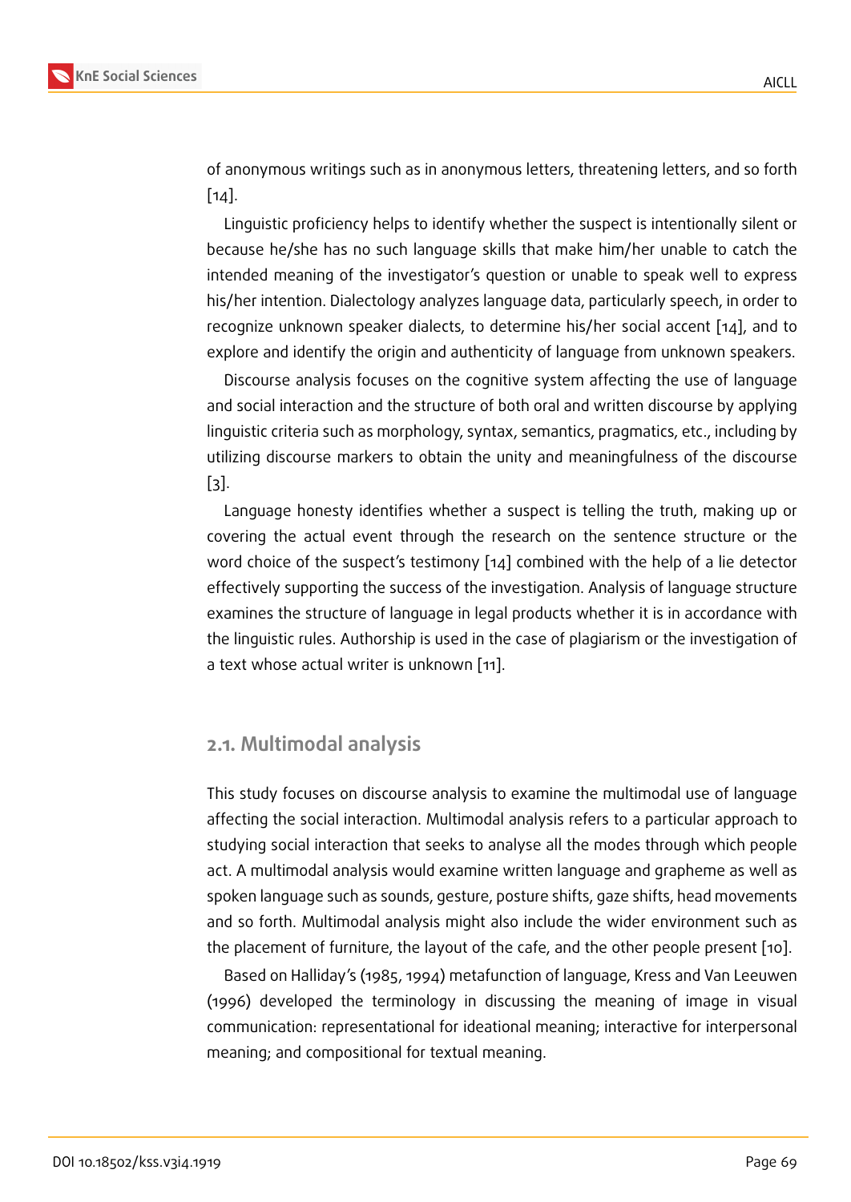of anonymous writings such as in anonymous letters, threatening letters, and so forth [14].

Linguistic proficiency helps to identify whether the suspect is intentionally silent or because he/she has no such language skills that make him/her unable to catch the intended meaning of the investigator's question or unable to speak well to express his/her intention. Dialectology analyzes language data, particularly speech, in order to recognize unknown speaker dialects, to determine his/her social accent [14], and to explore and identify the origin and authenticity of language from unknown speakers.

Discourse analysis focuses on the cognitive system affecting the use of language and social interaction and the structure of both oral and written discourse by applying linguistic criteria such as morphology, syntax, semantics, pragmatics, etc., including by utilizing discourse markers to obtain the unity and meaningfulness of the discourse [3].

Language honesty identifies whether a suspect is telling the truth, making up or covering the actual event through the research on the sentence structure or the word choice of the suspect's testimony [14] combined with the help of a lie detector effectively supporting the success of the investigation. Analysis of language structure examines the structure of language in legal products whether it is in accordance with the linguistic rules. Authorship is used in the case of plagiarism or the investigation of a text whose actual writer is unknown [11].

## 2.1. Multimodal analysis

This study focuses on discourse analysis to examine the multimodal use of language affecting the social interaction. Multimodal analysis refers to a particular approach to studying social interaction that seeks to analyse all the modes through which people act. A multimodal analysis would examine written language and grapheme as well as spoken language such as sounds, gesture, posture shifts, gaze shifts, head movements and so forth. Multimodal analysis might also include the wider environment such as the placement of furniture, the layout of the cafe, and the other people present [10].

Based on Halliday's (1985, 1994) metafunction of language, Kress and Van Leeuwen (1996) developed the terminology in discussing the meaning of image in visual communication: representational for ideational meaning; interactive for interpersonal meaning; and compositional for textual meaning.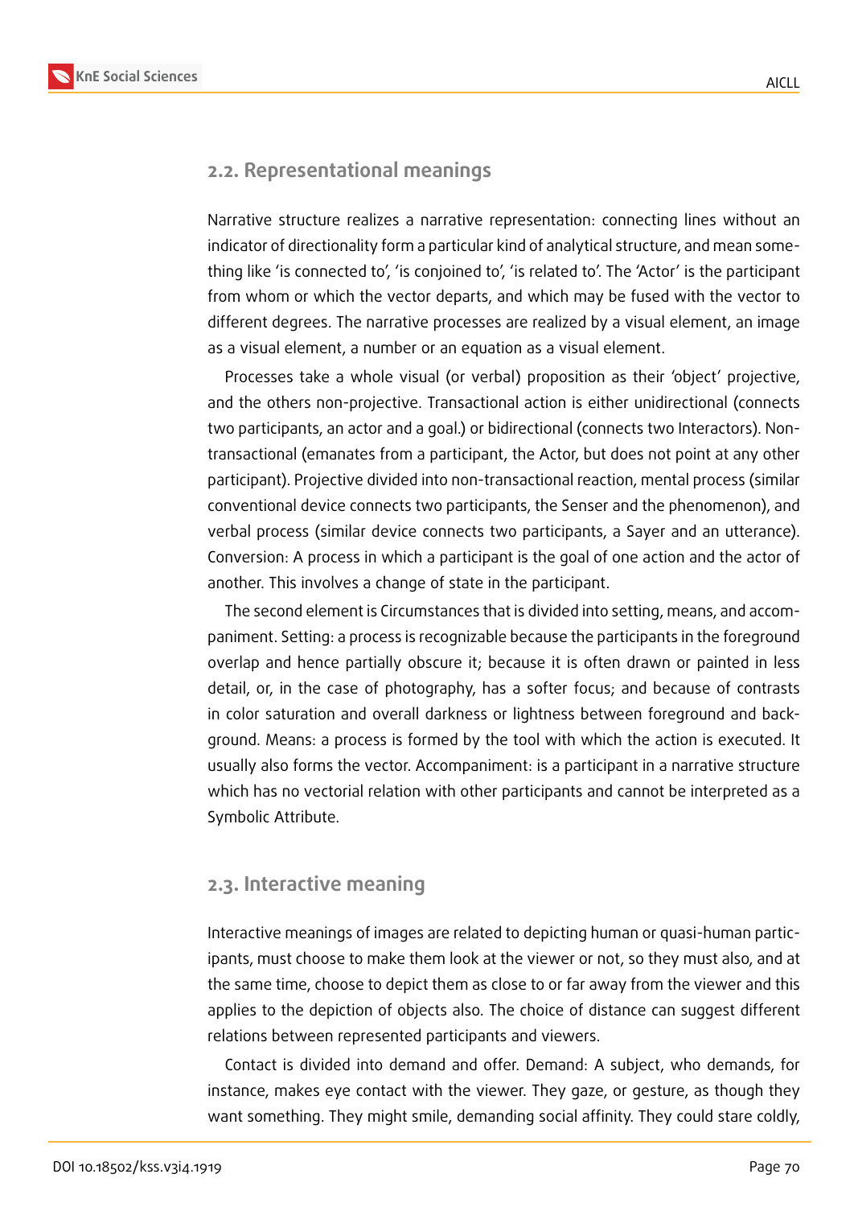## 2.2. Representational meanings

Narrative structure realizes a narrative representation: connecting lines without an indicator of directionality form a particular kind of analytical structure, and mean something like 'is connected to', 'is conjoined to', 'is related to'. The 'Actor' is the participant from whom or which the vector departs, and which may be fused with the vector to different degrees. The narrative processes are realized by a visual element, an image as a visual element, a number or an equation as a visual element.

Processes take a whole visual (or verbal) proposition as their 'object' projective, and the others non-projective. Transactional action is either unidirectional (connects two participants, an actor and a goal.) or bidirectional (connects two Interactors). Non-transactional (emanates from a participant, the Actor, but does not point at any other participant). Projective divided into non-transactional reaction, mental process (similar conventional device connects two participants, the Senser and the phenomenon), and verbal process (similar device connects two participants, a Sayer and an utterance). Conversion: A process in which a participant is the goal of one action and the actor of another. This involves a change of state in the participant.

The second element is Circumstances that is divided into setting, means, and accompaniment. Setting: a process is recognizable because the participants in the foreground overlap and hence partially obscure it; because it is often drawn or painted in less detail, or, in the case of photography, has a softer focus; and because of contrasts in color saturation and overall darkness or lightness between foreground and background. Means: a process is formed by the tool with which the action is executed. It usually also forms the vector. Accompaniment: is a participant in a narrative structure which has no vectorial relation with other participants and cannot be interpreted as a Symbolic Attribute.

## 2.3. Interactive meaning

Interactive meanings of images are related to depicting human or quasi-human participants, must choose to make them look at the viewer or not, so they must also, and at the same time, choose to depict them as close to or far away from the viewer and this applies to the depiction of objects also. The choice of distance can suggest different relations between represented participants and viewers.

Contact is divided into demand and offer. Demand: A subject, who demands, for instance, makes eye contact with the viewer. They gaze, or gesture, as though they want something. They might smile, demanding social affinity. They could stare coldly,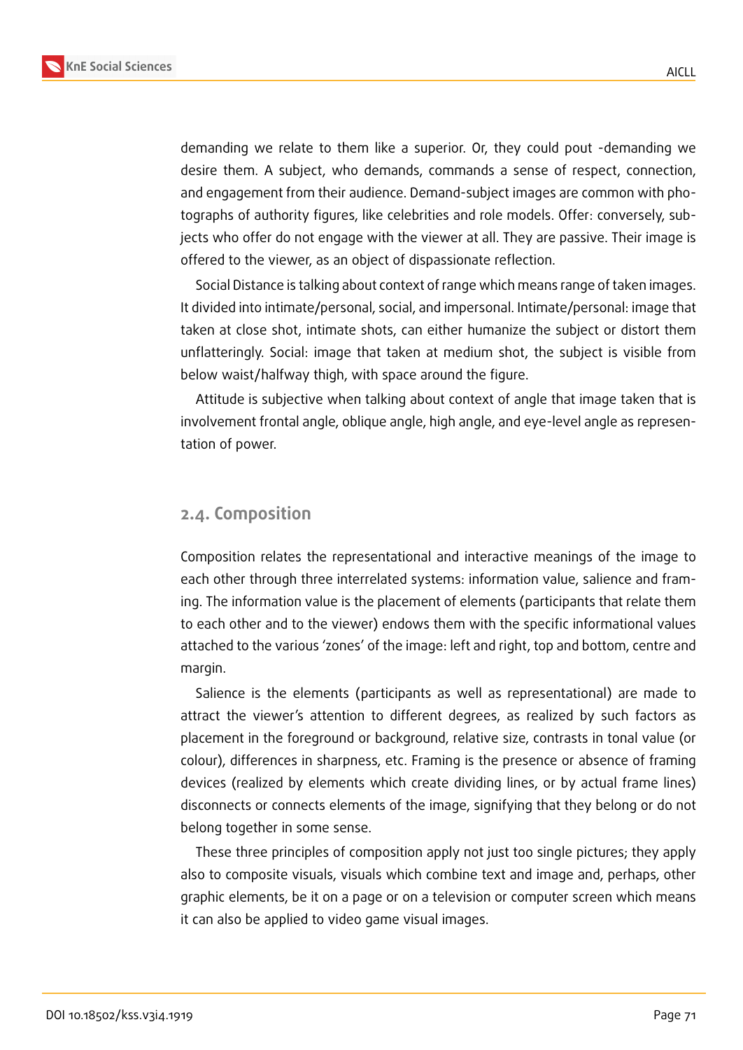demanding we relate to them like a superior. Or, they could pout -demanding we desire them. A subject, who demands, commands a sense of respect, connection, and engagement from their audience. Demand-subject images are common with photographs of authority figures, like celebrities and role models. Offer: conversely, subjects who offer do not engage with the viewer at all. They are passive. Their image is offered to the viewer, as an object of dispassionate reflection.

Social Distance is talking about context of range which means range of taken images. It divided into intimate/personal, social, and impersonal. Intimate/personal: image that taken at close shot, intimate shots, can either humanize the subject or distort them unflatteringly. Social: image that taken at medium shot, the subject is visible from below waist/halfway thigh, with space around the figure.

Attitude is subjective when talking about context of angle that image taken that is involvement frontal angle, oblique angle, high angle, and eye-level angle as representation of power.

## 2.4. Composition

Composition relates the representational and interactive meanings of the image to each other through three interrelated systems: information value, salience and framing. The information value is the placement of elements (participants that relate them to each other and to the viewer) endows them with the specific informational values attached to the various 'zones' of the image: left and right, top and bottom, centre and margin.

Salience is the elements (participants as well as representational) are made to attract the viewer's attention to different degrees, as realized by such factors as placement in the foreground or background, relative size, contrasts in tonal value (or colour), differences in sharpness, etc. Framing is the presence or absence of framing devices (realized by elements which create dividing lines, or by actual frame lines) disconnects or connects elements of the image, signifying that they belong or do not belong together in some sense.

These three principles of composition apply not just too single pictures; they apply also to composite visuals, visuals which combine text and image and, perhaps, other graphic elements, be it on a page or on a television or computer screen which means it can also be applied to video game visual images.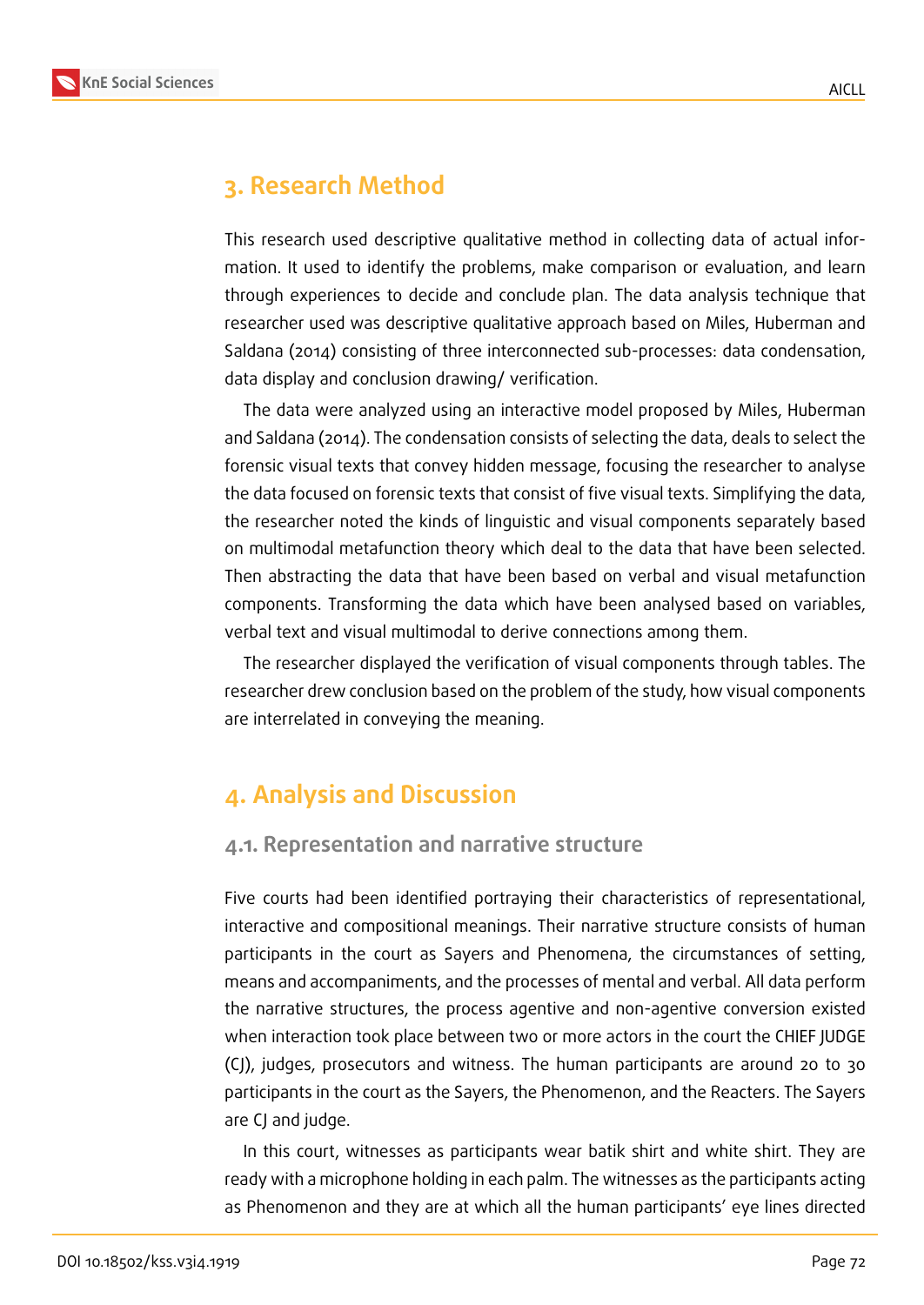## 3. Research Method

This research used descriptive qualitative method in collecting data of actual information. It used to identify the problems, make comparison or evaluation, and learn through experiences to decide and conclude plan. The data analysis technique that researcher used was descriptive qualitative approach based on Miles, Huberman and Saldana (2014) consisting of three interconnected sub-processes: data condensation, data display and conclusion drawing/ verification.

The data were analyzed using an interactive model proposed by Miles, Huberman and Saldana (2014). The condensation consists of selecting the data, deals to select the forensic visual texts that convey hidden message, focusing the researcher to analyse the data focused on forensic texts that consist of five visual texts. Simplifying the data, the researcher noted the kinds of linguistic and visual components separately based on multimodal metafunction theory which deal to the data that have been selected. Then abstracting the data that have been based on verbal and visual metafunction components. Transforming the data which have been analysed based on variables, verbal text and visual multimodal to derive connections among them.

The researcher displayed the verification of visual components through tables. The researcher drew conclusion based on the problem of the study, how visual components are interrelated in conveying the meaning.

## 4. Analysis and Discussion

### 4.1. Representation and narrative structure

Five courts had been identified portraying their characteristics of representational, interactive and compositional meanings. Their narrative structure consists of human participants in the court as Sayers and Phenomena, the circumstances of setting, means and accompaniments, and the processes of mental and verbal. All data perform the narrative structures, the process agentive and non-agentive conversion existed when interaction took place between two or more actors in the court the CHIEF JUDGE (CJ), judges, prosecutors and witness. The human participants are around 20 to 30 participants in the court as the Sayers, the Phenomenon, and the Reacters. The Sayers are CJ and judge.

In this court, witnesses as participants wear batik shirt and white shirt. They are ready with a microphone holding in each palm. The witnesses as the participants acting as Phenomenon and they are at which all the human participants' eye lines directed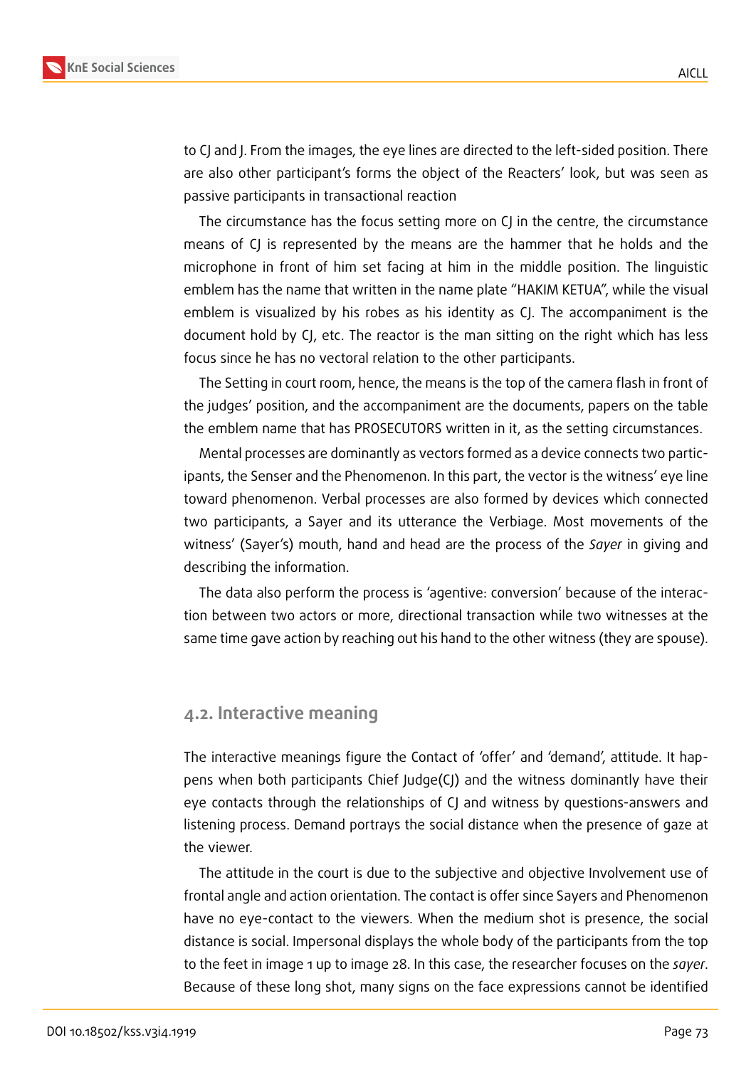to CJ and J. From the images, the eye lines are directed to the left-sided position. There are also other participant's forms the object of the Reacters' look, but was seen as passive participants in transactional reaction

The circumstance has the focus setting more on CJ in the centre, the circumstance means of CJ is represented by the means are the hammer that he holds and the microphone in front of him set facing at him in the middle position. The linguistic emblem has the name that written in the name plate "HAKIM KETUA", while the visual emblem is visualized by his robes as his identity as CJ. The accompaniment is the document hold by CJ, etc. The reactor is the man sitting on the right which has less focus since he has no vectoral relation to the other participants.

The Setting in court room, hence, the means is the top of the camera flash in front of the judges' position, and the accompaniment are the documents, papers on the table the emblem name that has PROSECUTORS written in it, as the setting circumstances.

Mental processes are dominantly as vectors formed as a device connects two participants, the Senser and the Phenomenon. In this part, the vector is the witness' eye line toward phenomenon. Verbal processes are also formed by devices which connected two participants, a Sayer and its utterance the Verbiage. Most movements of the witness' (Sayer's) mouth, hand and head are the process of the *Sayer* in giving and describing the information.

The data also perform the process is 'agentive: conversion' because of the interaction between two actors or more, directional transaction while two witnesses at the same time gave action by reaching out his hand to the other witness (they are spouse).

## 4.2. Interactive meaning

The interactive meanings figure the Contact of 'offer' and 'demand', attitude. It happens when both participants Chief Judge(CJ) and the witness dominantly have their eye contacts through the relationships of CJ and witness by questions-answers and listening process. Demand portrays the social distance when the presence of gaze at the viewer.

The attitude in the court is due to the subjective and objective Involvement use of frontal angle and action orientation. The contact is offer since Sayers and Phenomenon have no eye-contact to the viewers. When the medium shot is presence, the social distance is social. Impersonal displays the whole body of the participants from the top to the feet in image 1 up to image 28. In this case, the researcher focuses on the *sayer*. Because of these long shot, many signs on the face expressions cannot be identified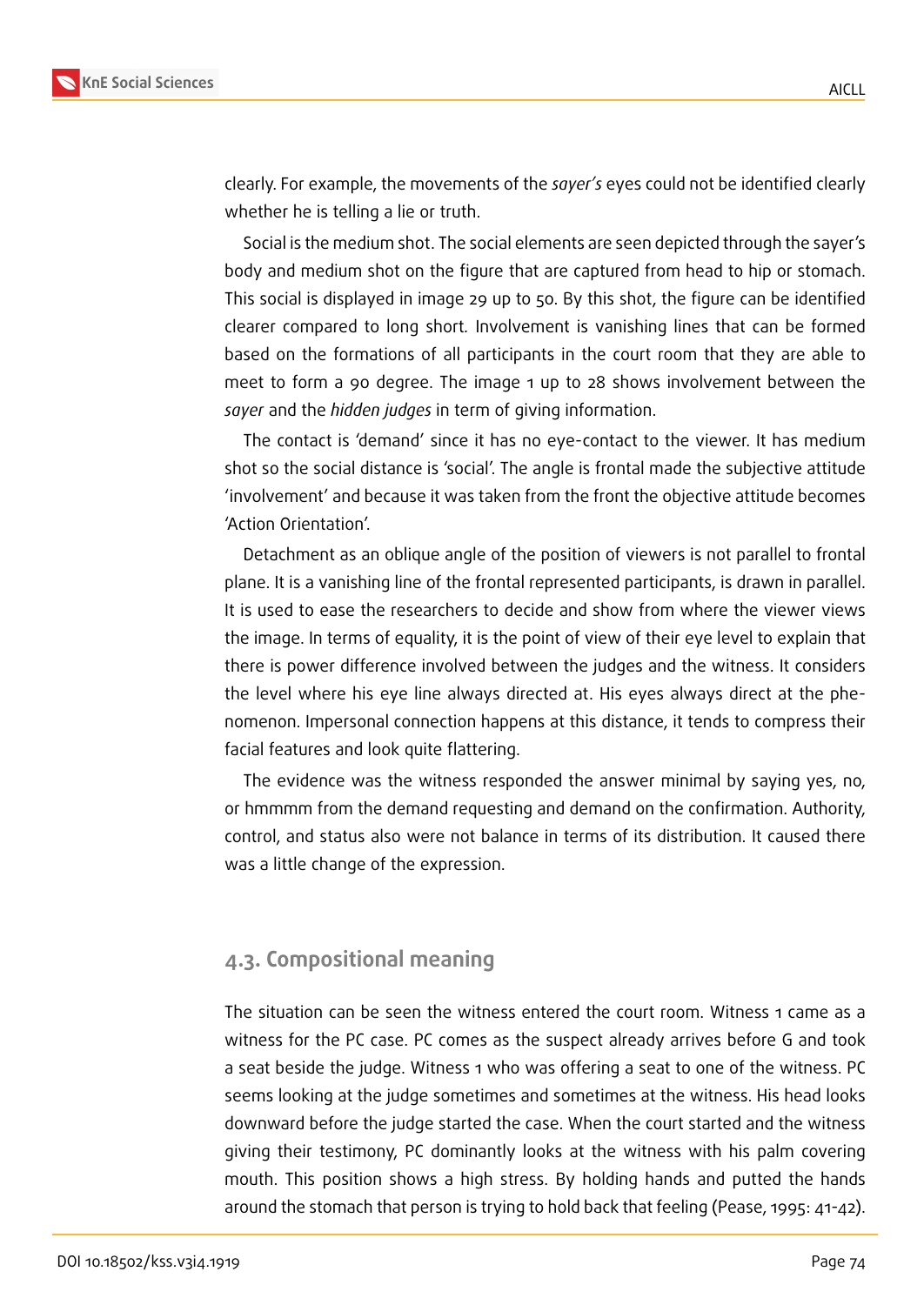clearly. For example, the movements of the *sayer's* eyes could not be identified clearly whether he is telling a lie or truth.

Social is the medium shot. The social elements are seen depicted through the sayer's body and medium shot on the figure that are captured from head to hip or stomach. This social is displayed in image 29 up to 50. By this shot, the figure can be identified clearer compared to long short. Involvement is vanishing lines that can be formed based on the formations of all participants in the court room that they are able to meet to form a 90 degree. The image 1 up to 28 shows involvement between the *sayer* and the *hidden judges* in term of giving information.

The contact is 'demand' since it has no eye-contact to the viewer. It has medium shot so the social distance is 'social'. The angle is frontal made the subjective attitude 'involvement' and because it was taken from the front the objective attitude becomes 'Action Orientation'.

Detachment as an oblique angle of the position of viewers is not parallel to frontal plane. It is a vanishing line of the frontal represented participants, is drawn in parallel. It is used to ease the researchers to decide and show from where the viewer views the image. In terms of equality, it is the point of view of their eye level to explain that there is power difference involved between the judges and the witness. It considers the level where his eye line always directed at. His eyes always direct at the phenomenon. Impersonal connection happens at this distance, it tends to compress their facial features and look quite flattering.

The evidence was the witness responded the answer minimal by saying yes, no, or hmmmm from the demand requesting and demand on the confirmation. Authority, control, and status also were not balance in terms of its distribution. It caused there was a little change of the expression.

### 4.3. Compositional meaning

The situation can be seen the witness entered the court room. Witness 1 came as a witness for the PC case. PC comes as the suspect already arrives before G and took a seat beside the judge. Witness 1 who was offering a seat to one of the witness. PC seems looking at the judge sometimes and sometimes at the witness. His head looks downward before the judge started the case. When the court started and the witness giving their testimony, PC dominantly looks at the witness with his palm covering mouth. This position shows a high stress. By holding hands and putted the hands around the stomach that person is trying to hold back that feeling (Pease, 1995: 41-42).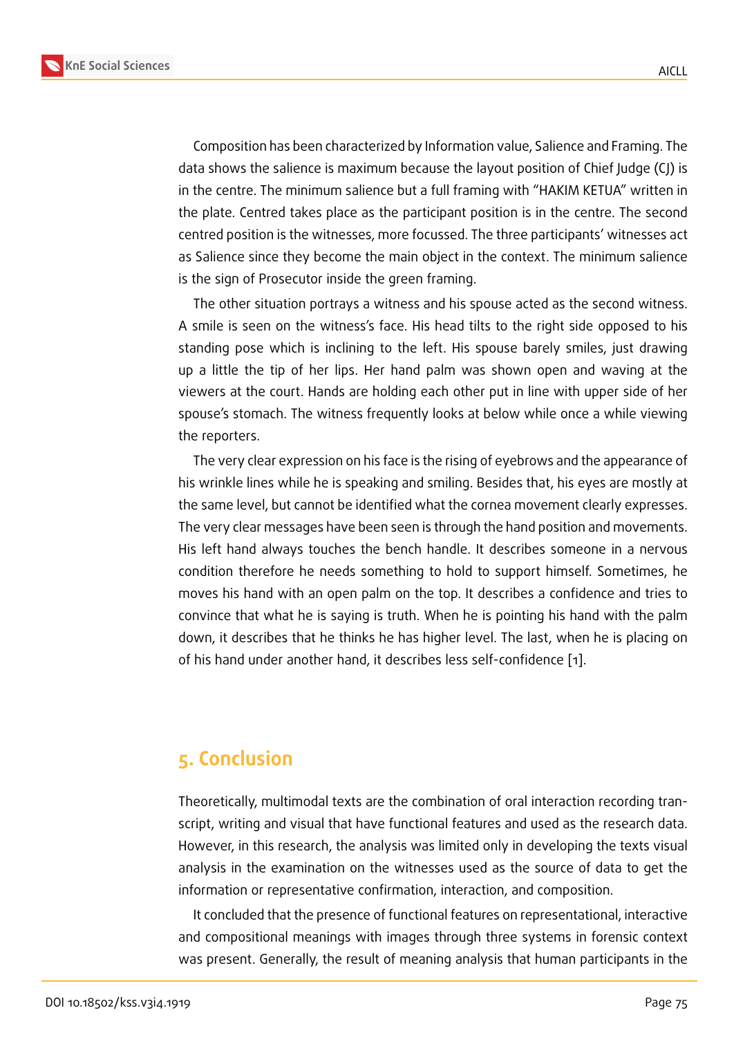Composition has been characterized by Information value, Salience and Framing. The data shows the salience is maximum because the layout position of Chief Judge (CJ) is in the centre. The minimum salience but a full framing with "HAKIM KETUA" written in the plate. Centred takes place as the participant position is in the centre. The second centred position is the witnesses, more focussed. The three participants' witnesses act as Salience since they become the main object in the context. The minimum salience is the sign of Prosecutor inside the green framing.

The other situation portrays a witness and his spouse acted as the second witness. A smile is seen on the witness's face. His head tilts to the right side opposed to his standing pose which is inclining to the left. His spouse barely smiles, just drawing up a little the tip of her lips. Her hand palm was shown open and waving at the viewers at the court. Hands are holding each other put in line with upper side of her spouse's stomach. The witness frequently looks at below while once a while viewing the reporters.

The very clear expression on his face is the rising of eyebrows and the appearance of his wrinkle lines while he is speaking and smiling. Besides that, his eyes are mostly at the same level, but cannot be identified what the cornea movement clearly expresses. The very clear messages have been seen is through the hand position and movements. His left hand always touches the bench handle. It describes someone in a nervous condition therefore he needs something to hold to support himself. Sometimes, he moves his hand with an open palm on the top. It describes a confidence and tries to convince that what he is saying is truth. When he is pointing his hand with the palm down, it describes that he thinks he has higher level. The last, when he is placing on of his hand under another hand, it describes less self-confidence [1].

## 5. Conclusion

Theoretically, multimodal texts are the combination of oral interaction recording transcript, writing and visual that have functional features and used as the research data. However, in this research, the analysis was limited only in developing the texts visual analysis in the examination on the witnesses used as the source of data to get the information or representative confirmation, interaction, and composition.

It concluded that the presence of functional features on representational, interactive and compositional meanings with images through three systems in forensic context was present. Generally, the result of meaning analysis that human participants in the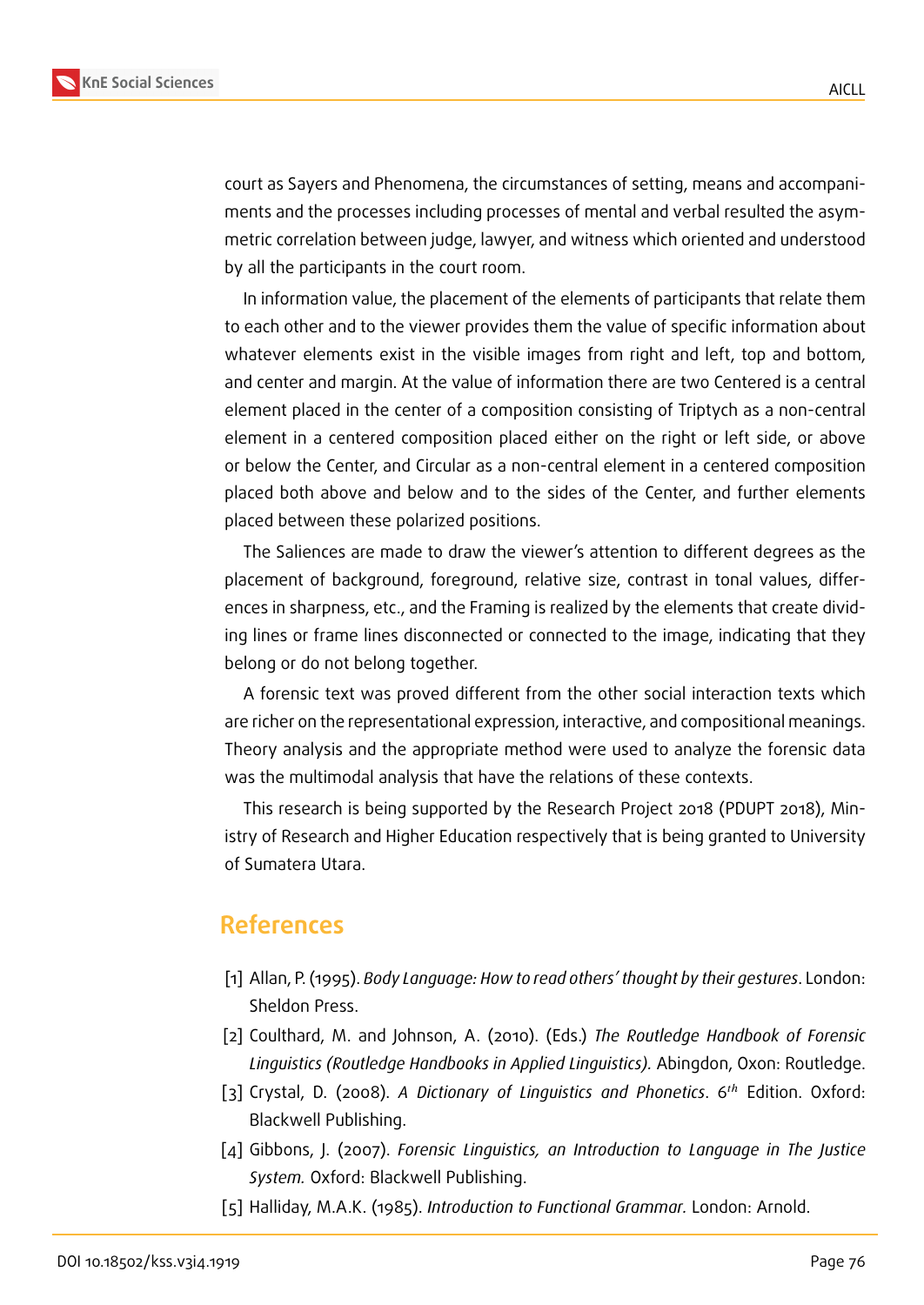court as Sayers and Phenomena, the circumstances of setting, means and accompaniments and the processes including processes of mental and verbal resulted the asymmetric correlation between judge, lawyer, and witness which oriented and understood by all the participants in the court room.

In information value, the placement of the elements of participants that relate them to each other and to the viewer provides them the value of specific information about whatever elements exist in the visible images from right and left, top and bottom, and center and margin. At the value of information there are two Centered is a central element placed in the center of a composition consisting of Triptych as a non-central element in a centered composition placed either on the right or left side, or above or below the Center, and Circular as a non-central element in a centered composition placed both above and below and to the sides of the Center, and further elements placed between these polarized positions.

The Saliences are made to draw the viewer's attention to different degrees as the placement of background, foreground, relative size, contrast in tonal values, differences in sharpness, etc., and the Framing is realized by the elements that create dividing lines or frame lines disconnected or connected to the image, indicating that they belong or do not belong together.

A forensic text was proved different from the other social interaction texts which are richer on the representational expression, interactive, and compositional meanings. Theory analysis and the appropriate method were used to analyze the forensic data was the multimodal analysis that have the relations of these contexts.

This research is being supported by the Research Project 2018 (PDUPT 2018), Ministry of Research and Higher Education respectively that is being granted to University of Sumatera Utara.

## References

[1] Allan, P. (1995). *Body Language: How to read others' thought by their gestures*. London: Sheldon Press.

[2] Coulthard, M. and Johnson, A. (2010). (Eds.) *The Routledge Handbook of Forensic Linguistics (Routledge Handbooks in Applied Linguistics)*. Abingdon, Oxon: Routledge.

[3] Crystal, D. (2008). *A Dictionary of Linguistics and Phonetics*. $6^{th}$ Edition. Oxford: Blackwell Publishing.

[4] Gibbons, J. (2007). *Forensic Linguistics, an Introduction to Language in The Justice System.* Oxford: Blackwell Publishing.

[5] Halliday, M.A.K. (1985). *Introduction to Functional Grammar.* London: Arnold.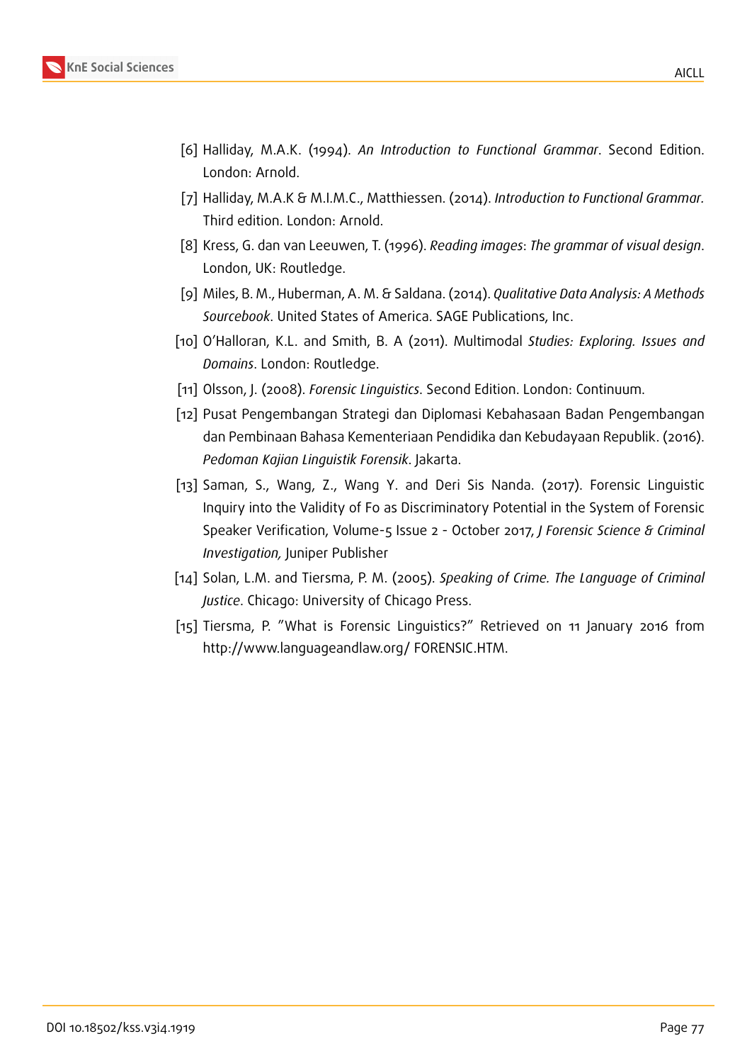[6] Halliday, M.A.K. (1994). *An Introduction to Functional Grammar*. Second Edition. London: Arnold.

[7] Halliday, M.A.K & M.I.M.C., Matthiessen. (2014). *Introduction to Functional Grammar.* Third edition. London: Arnold.

[8] Kress, G. dan van Leeuwen, T. (1996). *Reading images*: *The grammar of visual design*. London, UK: Routledge.

[9] Miles, B. M., Huberman, A. M. & Saldana. (2014). *Qualitative Data Analysis: A Methods Sourcebook*. United States of America. SAGE Publications, Inc.

[10] O'Halloran, K.L. and Smith, B. A (2011). Multimodal *Studies: Exploring. Issues and Domains*. London: Routledge.

[11] Olsson, J. (2008). *Forensic Linguistics*. Second Edition. London: Continuum.

[12] Pusat Pengembangan Strategi dan Diplomasi Kebahasaan Badan Pengembangan dan Pembinaan Bahasa Kementeriaan Pendidika dan Kebudayaan Republik. (2016). *Pedoman Kajian Linguistik Forensik*. Jakarta.

[13] Saman, S., Wang, Z., Wang Y. and Deri Sis Nanda. (2017). Forensic Linguistic Inquiry into the Validity of Fo as Discriminatory Potential in the System of Forensic Speaker Verification, Volume-5 Issue 2 - October 2017, *J Forensic Science & Criminal Investigation,* Juniper Publisher

[14] Solan, L.M. and Tiersma, P. M. (2005). *Speaking of Crime. The Language of Criminal Justice*. Chicago: University of Chicago Press.

[15] Tiersma, P. "What is Forensic Linguistics?" Retrieved on 11 January 2016 from http://www.languageandlaw.org/ FORENSIC.HTM.